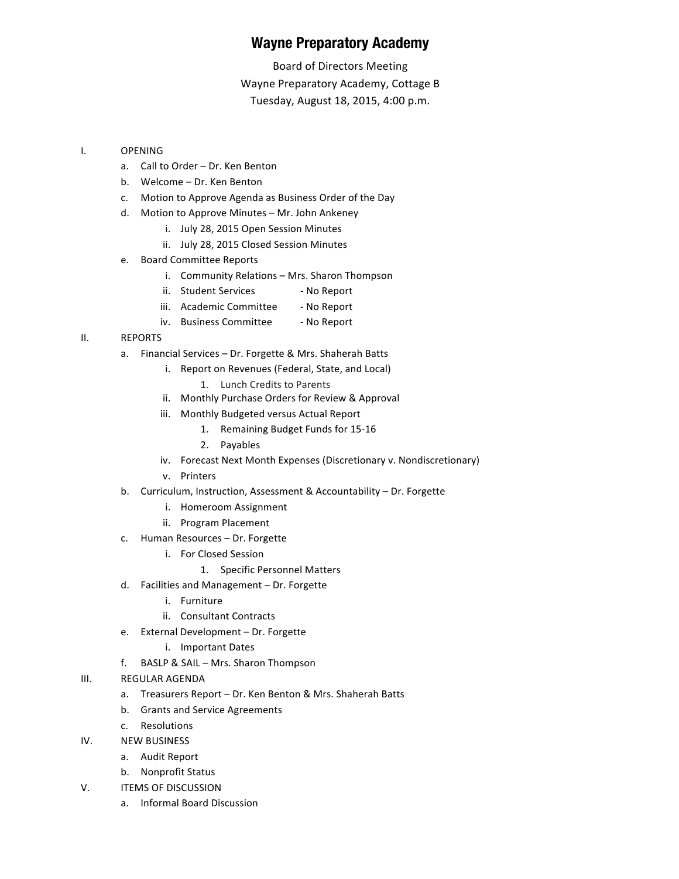# Wayne Preparatory Academy

Board of Directors Meeting
Wayne Preparatory Academy, Cottage B
Tuesday, August 18, 2015, 4:00 p.m.

I. OPENING
   a. Call to Order – Dr. Ken Benton
   b. Welcome – Dr. Ken Benton
   c. Motion to Approve Agenda as Business Order of the Day
   d. Motion to Approve Minutes – Mr. John Ankeney
      i. July 28, 2015 Open Session Minutes
      ii. July 28, 2015 Closed Session Minutes
   e. Board Committee Reports
      i. Community Relations – Mrs. Sharon Thompson
      ii. Student Services - No Report
      iii. Academic Committee - No Report
      iv. Business Committee - No Report

II. REPORTS
   a. Financial Services – Dr. Forgette & Mrs. Shaherah Batts
      i. Report on Revenues (Federal, State, and Local)
         1. Lunch Credits to Parents
      ii. Monthly Purchase Orders for Review & Approval
      iii. Monthly Budgeted versus Actual Report
         1. Remaining Budget Funds for 15-16
         2. Payables
      iv. Forecast Next Month Expenses (Discretionary v. Nondiscretionary)
      v. Printers
   b. Curriculum, Instruction, Assessment & Accountability – Dr. Forgette
      i. Homeroom Assignment
      ii. Program Placement
   c. Human Resources – Dr. Forgette
      i. For Closed Session
         1. Specific Personnel Matters
   d. Facilities and Management – Dr. Forgette
      i. Furniture
      ii. Consultant Contracts
   e. External Development – Dr. Forgette
      i. Important Dates
   f. BASLP & SAIL – Mrs. Sharon Thompson

III. REGULAR AGENDA
   a. Treasurers Report – Dr. Ken Benton & Mrs. Shaherah Batts
   b. Grants and Service Agreements
   c. Resolutions

IV. NEW BUSINESS
   a. Audit Report
   b. Nonprofit Status

V. ITEMS OF DISCUSSION
   a. Informal Board Discussion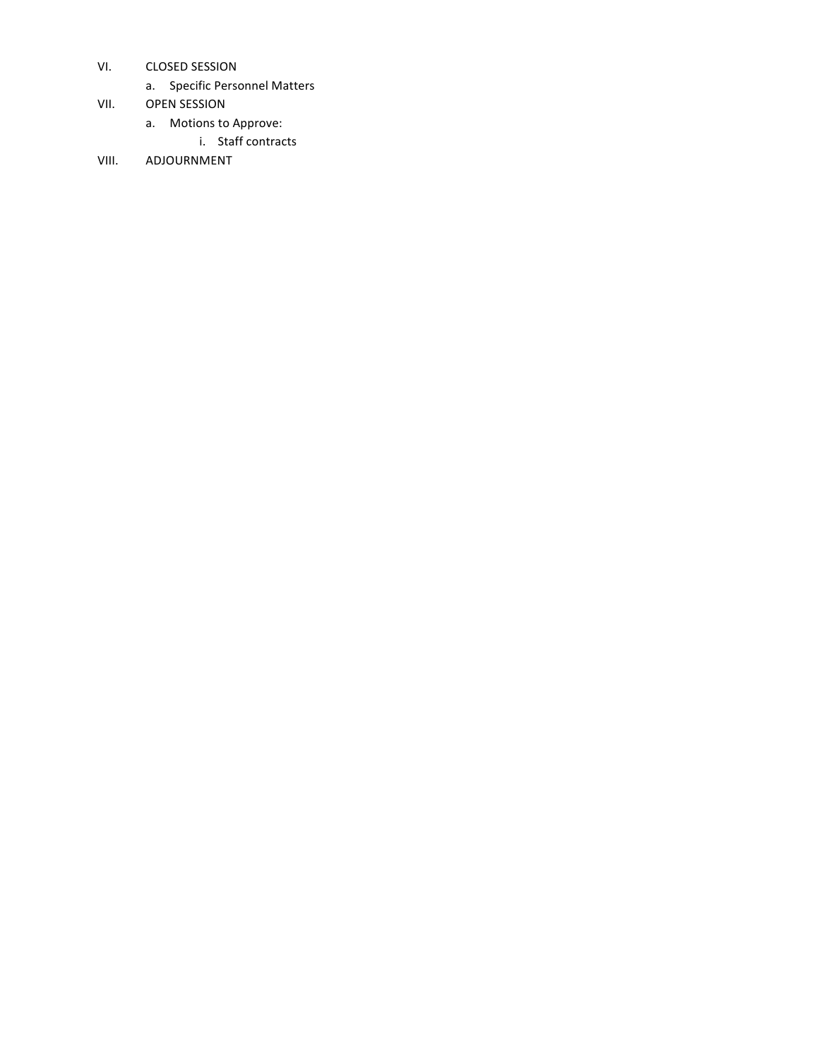VI. CLOSED SESSION
   a. Specific Personnel Matters

VII. OPEN SESSION
   a. Motions to Approve:
      i. Staff contracts

VIII. ADJOURNMENT